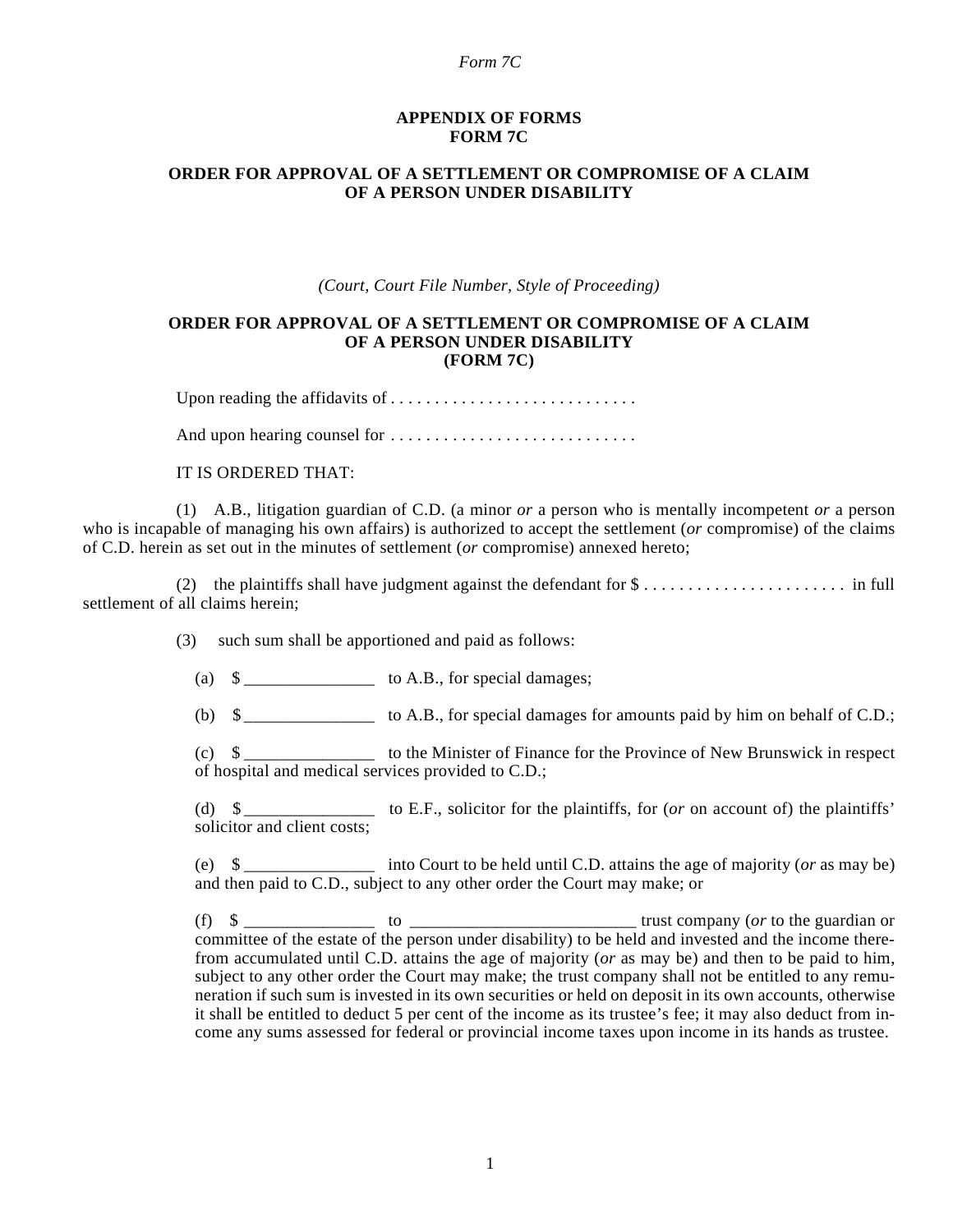**APPENDIX OF FORMS**
**FORM 7C**

**ORDER FOR APPROVAL OF A SETTLEMENT OR COMPROMISE OF A CLAIM OF A PERSON UNDER DISABILITY**

*(Court, Court File Number, Style of Proceeding)*

**ORDER FOR APPROVAL OF A SETTLEMENT OR COMPROMISE OF A CLAIM OF A PERSON UNDER DISABILITY**
**(FORM 7C)**

Upon reading the affidavits of . . . . . . . . . . . . . . . . . . . . . . . . . . . .

And upon hearing counsel for . . . . . . . . . . . . . . . . . . . . . . . . . . . .

IT IS ORDERED THAT:

(1) A.B., litigation guardian of C.D. (a minor *or* a person who is mentally incompetent *or* a person who is incapable of managing his own affairs) is authorized to accept the settlement (*or* compromise) of the claims of C.D. herein as set out in the minutes of settlement (*or* compromise) annexed hereto;

(2) the plaintiffs shall have judgment against the defendant for $ . . . . . . . . . . . . . . . . . . . . . . . in full settlement of all claims herein;

(3) such sum shall be apportioned and paid as follows:

(a) $ _______________ to A.B., for special damages;

(b) $ _______________ to A.B., for special damages for amounts paid by him on behalf of C.D.;

(c) $ _______________ to the Minister of Finance for the Province of New Brunswick in respect of hospital and medical services provided to C.D.;

(d) $ _______________ to E.F., solicitor for the plaintiffs, for (*or* on account of) the plaintiffs' solicitor and client costs;

(e) $ _______________ into Court to be held until C.D. attains the age of majority (*or* as may be) and then paid to C.D., subject to any other order the Court may make; or

(f) $ _______________ to __________________________ trust company (*or* to the guardian or committee of the estate of the person under disability) to be held and invested and the income therefrom accumulated until C.D. attains the age of majority (*or* as may be) and then to be paid to him, subject to any other order the Court may make; the trust company shall not be entitled to any remuneration if such sum is invested in its own securities or held on deposit in its own accounts, otherwise it shall be entitled to deduct 5 per cent of the income as its trustee's fee; it may also deduct from income any sums assessed for federal or provincial income taxes upon income in its hands as trustee.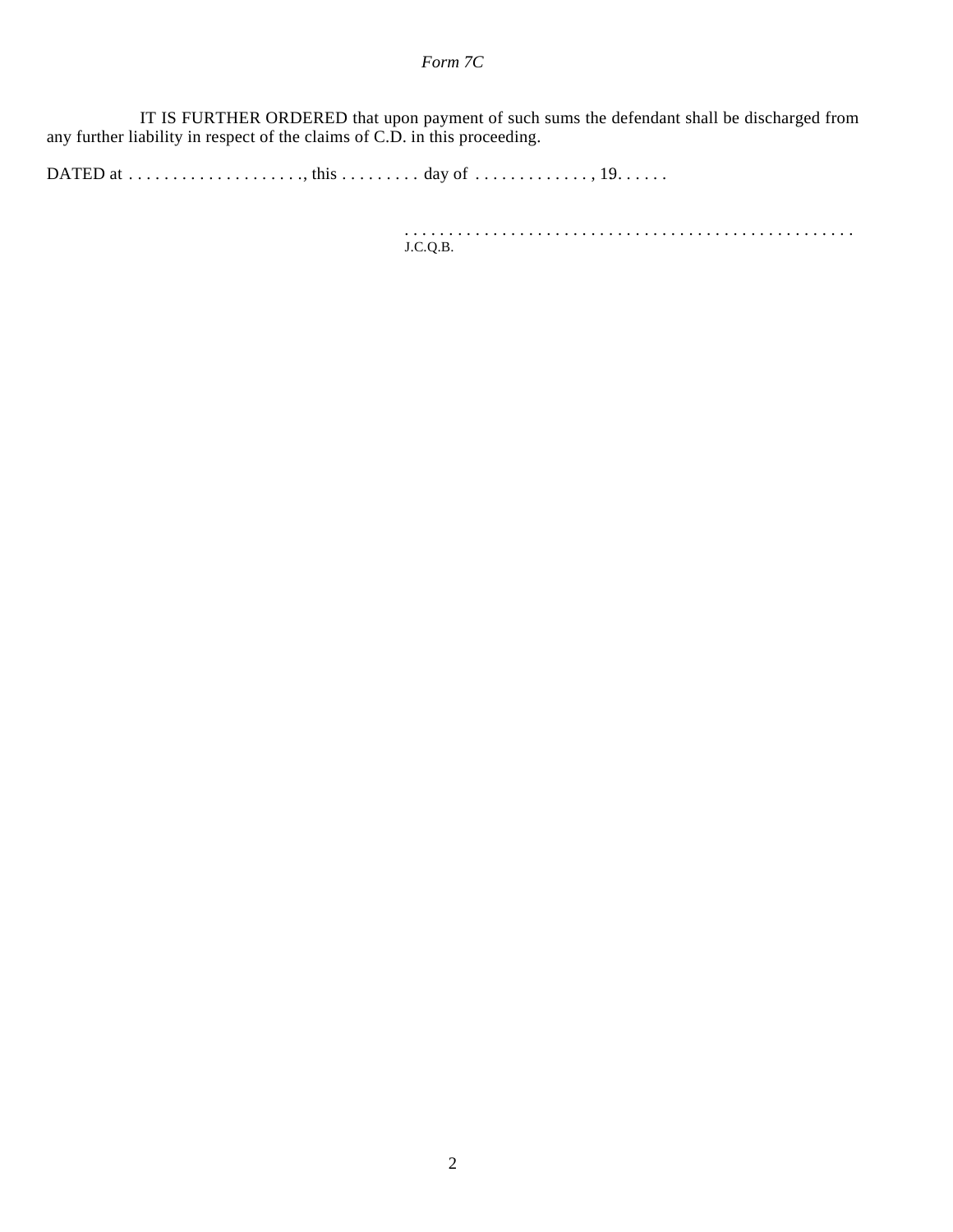IT IS FURTHER ORDERED that upon payment of such sums the defendant shall be discharged from any further liability in respect of the claims of C.D. in this proceeding.

DATED at . . . . . . . . . . . . . . . . . . . ., this . . . . . . . . . day of . . . . . . . . . . . . . , 19. . . . . .

. . . . . . . . . . . . . . . . . . . . . . . . . . . . . . . . . . . . . . . . . . . . . . . . . .
J.C.Q.B.